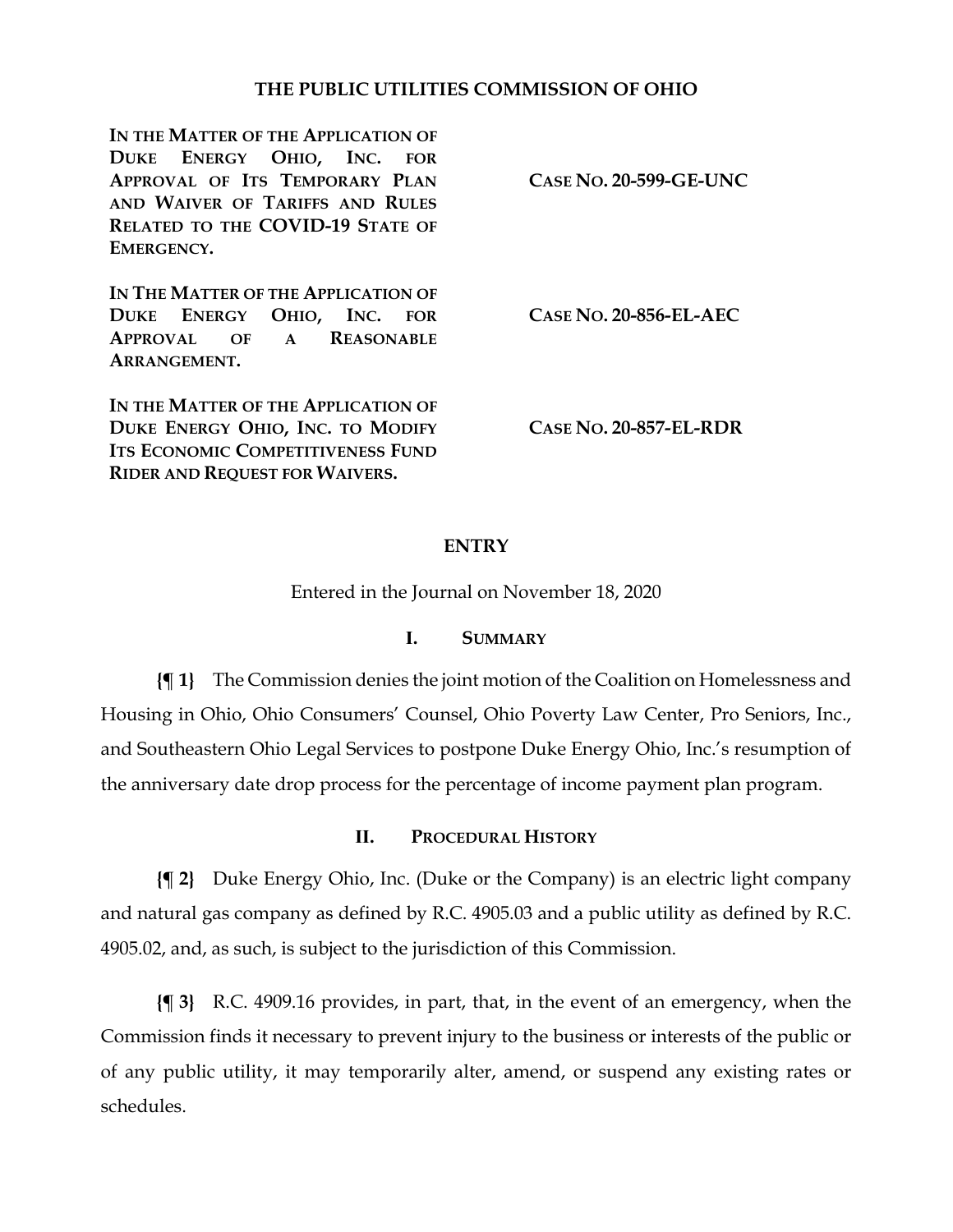# THE PUBLIC UTILITIES COMMISSION OF OHIO

| | |
|---|---|
| **IN THE MATTER OF THE APPLICATION OF DUKE ENERGY OHIO, INC. FOR APPROVAL OF ITS TEMPORARY PLAN AND WAIVER OF TARIFFS AND RULES RELATED TO THE COVID-19 STATE OF EMERGENCY.** | **CASE NO. 20-599-GE-UNC** |
| **IN THE MATTER OF THE APPLICATION OF DUKE ENERGY OHIO, INC. FOR APPROVAL OF A REASONABLE ARRANGEMENT.** | **CASE NO. 20-856-EL-AEC** |
| **IN THE MATTER OF THE APPLICATION OF DUKE ENERGY OHIO, INC. TO MODIFY ITS ECONOMIC COMPETITIVENESS FUND RIDER AND REQUEST FOR WAIVERS.** | **CASE NO. 20-857-EL-RDR** |

## ENTRY

Entered in the Journal on November 18, 2020

### I. SUMMARY

**{¶ 1}** The Commission denies the joint motion of the Coalition on Homelessness and Housing in Ohio, Ohio Consumers' Counsel, Ohio Poverty Law Center, Pro Seniors, Inc., and Southeastern Ohio Legal Services to postpone Duke Energy Ohio, Inc.'s resumption of the anniversary date drop process for the percentage of income payment plan program.

### II. PROCEDURAL HISTORY

**{¶ 2}** Duke Energy Ohio, Inc. (Duke or the Company) is an electric light company and natural gas company as defined by R.C. 4905.03 and a public utility as defined by R.C. 4905.02, and, as such, is subject to the jurisdiction of this Commission.

**{¶ 3}** R.C. 4909.16 provides, in part, that, in the event of an emergency, when the Commission finds it necessary to prevent injury to the business or interests of the public or of any public utility, it may temporarily alter, amend, or suspend any existing rates or schedules.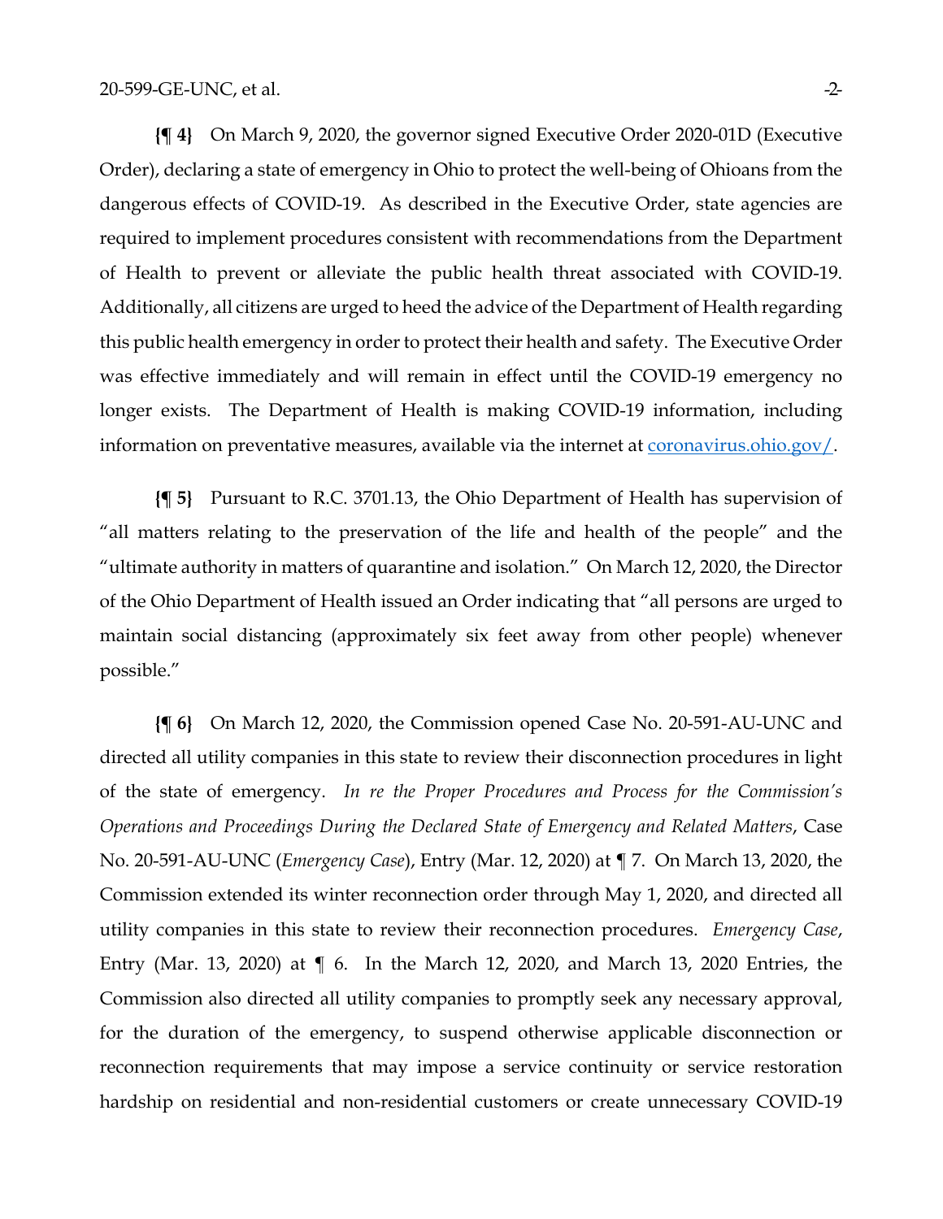**{¶ 4}** On March 9, 2020, the governor signed Executive Order 2020-01D (Executive Order), declaring a state of emergency in Ohio to protect the well-being of Ohioans from the dangerous effects of COVID-19. As described in the Executive Order, state agencies are required to implement procedures consistent with recommendations from the Department of Health to prevent or alleviate the public health threat associated with COVID-19. Additionally, all citizens are urged to heed the advice of the Department of Health regarding this public health emergency in order to protect their health and safety. The Executive Order was effective immediately and will remain in effect until the COVID-19 emergency no longer exists. The Department of Health is making COVID-19 information, including information on preventative measures, available via the internet at [coronavirus.ohio.gov/](coronavirus.ohio.gov/).

**{¶ 5}** Pursuant to R.C. 3701.13, the Ohio Department of Health has supervision of "all matters relating to the preservation of the life and health of the people" and the "ultimate authority in matters of quarantine and isolation." On March 12, 2020, the Director of the Ohio Department of Health issued an Order indicating that "all persons are urged to maintain social distancing (approximately six feet away from other people) whenever possible."

**{¶ 6}** On March 12, 2020, the Commission opened Case No. 20-591-AU-UNC and directed all utility companies in this state to review their disconnection procedures in light of the state of emergency. *In re the Proper Procedures and Process for the Commission's Operations and Proceedings During the Declared State of Emergency and Related Matters*, Case No. 20-591-AU-UNC (*Emergency Case*), Entry (Mar. 12, 2020) at ¶ 7. On March 13, 2020, the Commission extended its winter reconnection order through May 1, 2020, and directed all utility companies in this state to review their reconnection procedures. *Emergency Case*, Entry (Mar. 13, 2020) at ¶ 6. In the March 12, 2020, and March 13, 2020 Entries, the Commission also directed all utility companies to promptly seek any necessary approval, for the duration of the emergency, to suspend otherwise applicable disconnection or reconnection requirements that may impose a service continuity or service restoration hardship on residential and non-residential customers or create unnecessary COVID-19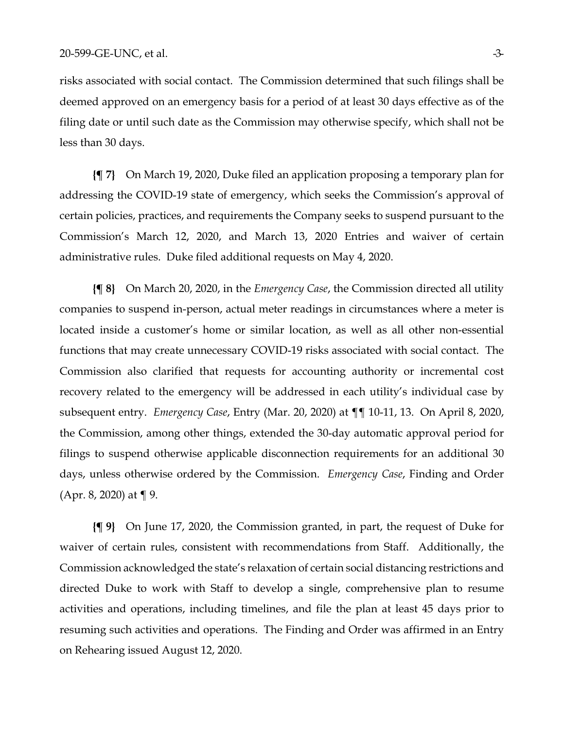risks associated with social contact. The Commission determined that such filings shall be deemed approved on an emergency basis for a period of at least 30 days effective as of the filing date or until such date as the Commission may otherwise specify, which shall not be less than 30 days.

**{¶ 7}** On March 19, 2020, Duke filed an application proposing a temporary plan for addressing the COVID-19 state of emergency, which seeks the Commission's approval of certain policies, practices, and requirements the Company seeks to suspend pursuant to the Commission's March 12, 2020, and March 13, 2020 Entries and waiver of certain administrative rules. Duke filed additional requests on May 4, 2020.

**{¶ 8}** On March 20, 2020, in the *Emergency Case*, the Commission directed all utility companies to suspend in-person, actual meter readings in circumstances where a meter is located inside a customer's home or similar location, as well as all other non-essential functions that may create unnecessary COVID-19 risks associated with social contact. The Commission also clarified that requests for accounting authority or incremental cost recovery related to the emergency will be addressed in each utility's individual case by subsequent entry. *Emergency Case*, Entry (Mar. 20, 2020) at ¶¶ 10-11, 13. On April 8, 2020, the Commission, among other things, extended the 30-day automatic approval period for filings to suspend otherwise applicable disconnection requirements for an additional 30 days, unless otherwise ordered by the Commission. *Emergency Case*, Finding and Order (Apr. 8, 2020) at ¶ 9.

**{¶ 9}** On June 17, 2020, the Commission granted, in part, the request of Duke for waiver of certain rules, consistent with recommendations from Staff. Additionally, the Commission acknowledged the state's relaxation of certain social distancing restrictions and directed Duke to work with Staff to develop a single, comprehensive plan to resume activities and operations, including timelines, and file the plan at least 45 days prior to resuming such activities and operations. The Finding and Order was affirmed in an Entry on Rehearing issued August 12, 2020.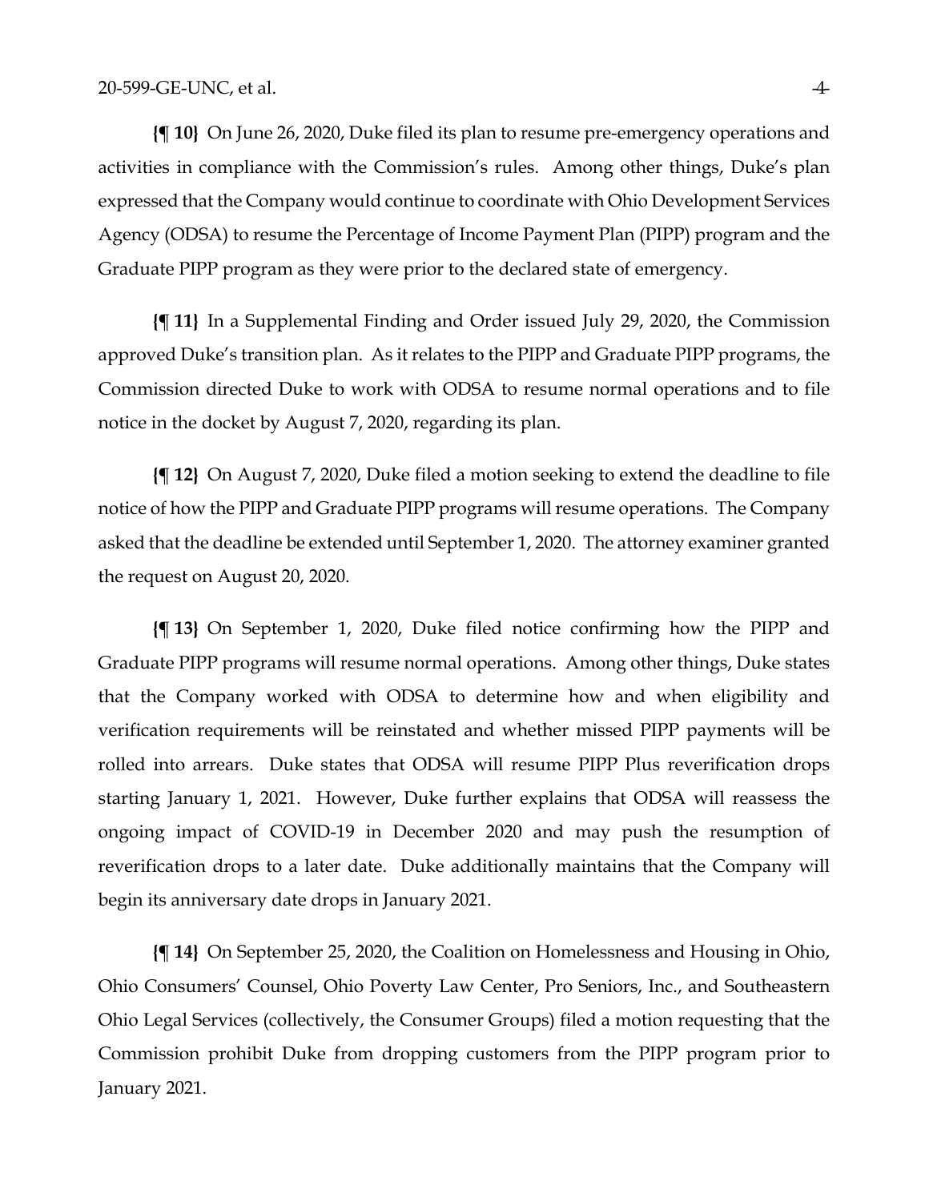**{¶ 10}** On June 26, 2020, Duke filed its plan to resume pre-emergency operations and activities in compliance with the Commission's rules. Among other things, Duke's plan expressed that the Company would continue to coordinate with Ohio Development Services Agency (ODSA) to resume the Percentage of Income Payment Plan (PIPP) program and the Graduate PIPP program as they were prior to the declared state of emergency.

**{¶ 11}** In a Supplemental Finding and Order issued July 29, 2020, the Commission approved Duke's transition plan. As it relates to the PIPP and Graduate PIPP programs, the Commission directed Duke to work with ODSA to resume normal operations and to file notice in the docket by August 7, 2020, regarding its plan.

**{¶ 12}** On August 7, 2020, Duke filed a motion seeking to extend the deadline to file notice of how the PIPP and Graduate PIPP programs will resume operations. The Company asked that the deadline be extended until September 1, 2020. The attorney examiner granted the request on August 20, 2020.

**{¶ 13}** On September 1, 2020, Duke filed notice confirming how the PIPP and Graduate PIPP programs will resume normal operations. Among other things, Duke states that the Company worked with ODSA to determine how and when eligibility and verification requirements will be reinstated and whether missed PIPP payments will be rolled into arrears. Duke states that ODSA will resume PIPP Plus reverification drops starting January 1, 2021. However, Duke further explains that ODSA will reassess the ongoing impact of COVID-19 in December 2020 and may push the resumption of reverification drops to a later date. Duke additionally maintains that the Company will begin its anniversary date drops in January 2021.

**{¶ 14}** On September 25, 2020, the Coalition on Homelessness and Housing in Ohio, Ohio Consumers' Counsel, Ohio Poverty Law Center, Pro Seniors, Inc., and Southeastern Ohio Legal Services (collectively, the Consumer Groups) filed a motion requesting that the Commission prohibit Duke from dropping customers from the PIPP program prior to January 2021.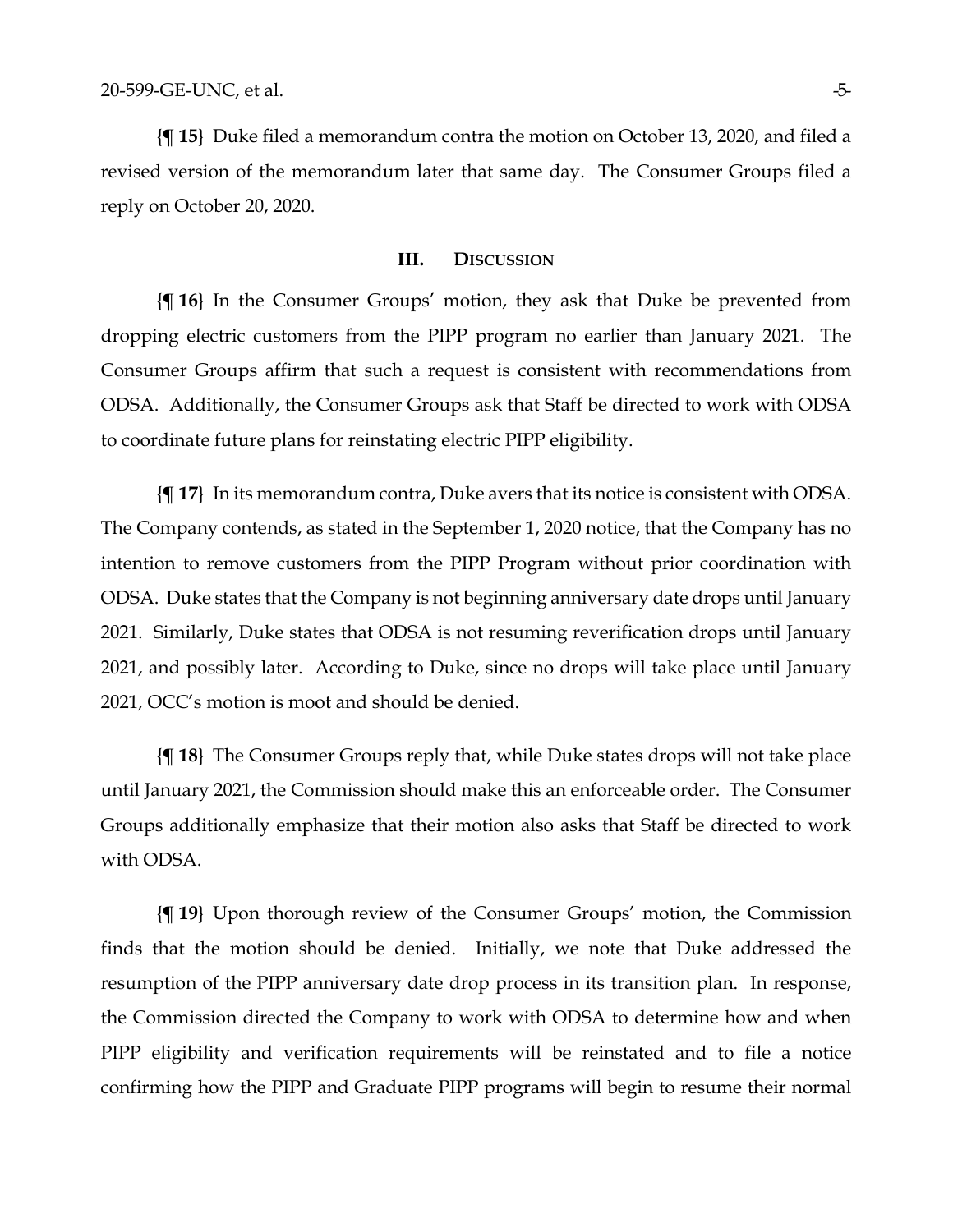**{¶ 15}** Duke filed a memorandum contra the motion on October 13, 2020, and filed a revised version of the memorandum later that same day. The Consumer Groups filed a reply on October 20, 2020.

## III. DISCUSSION

**{¶ 16}** In the Consumer Groups' motion, they ask that Duke be prevented from dropping electric customers from the PIPP program no earlier than January 2021. The Consumer Groups affirm that such a request is consistent with recommendations from ODSA. Additionally, the Consumer Groups ask that Staff be directed to work with ODSA to coordinate future plans for reinstating electric PIPP eligibility.

**{¶ 17}** In its memorandum contra, Duke avers that its notice is consistent with ODSA. The Company contends, as stated in the September 1, 2020 notice, that the Company has no intention to remove customers from the PIPP Program without prior coordination with ODSA. Duke states that the Company is not beginning anniversary date drops until January 2021. Similarly, Duke states that ODSA is not resuming reverification drops until January 2021, and possibly later. According to Duke, since no drops will take place until January 2021, OCC's motion is moot and should be denied.

**{¶ 18}** The Consumer Groups reply that, while Duke states drops will not take place until January 2021, the Commission should make this an enforceable order. The Consumer Groups additionally emphasize that their motion also asks that Staff be directed to work with ODSA.

**{¶ 19}** Upon thorough review of the Consumer Groups' motion, the Commission finds that the motion should be denied. Initially, we note that Duke addressed the resumption of the PIPP anniversary date drop process in its transition plan. In response, the Commission directed the Company to work with ODSA to determine how and when PIPP eligibility and verification requirements will be reinstated and to file a notice confirming how the PIPP and Graduate PIPP programs will begin to resume their normal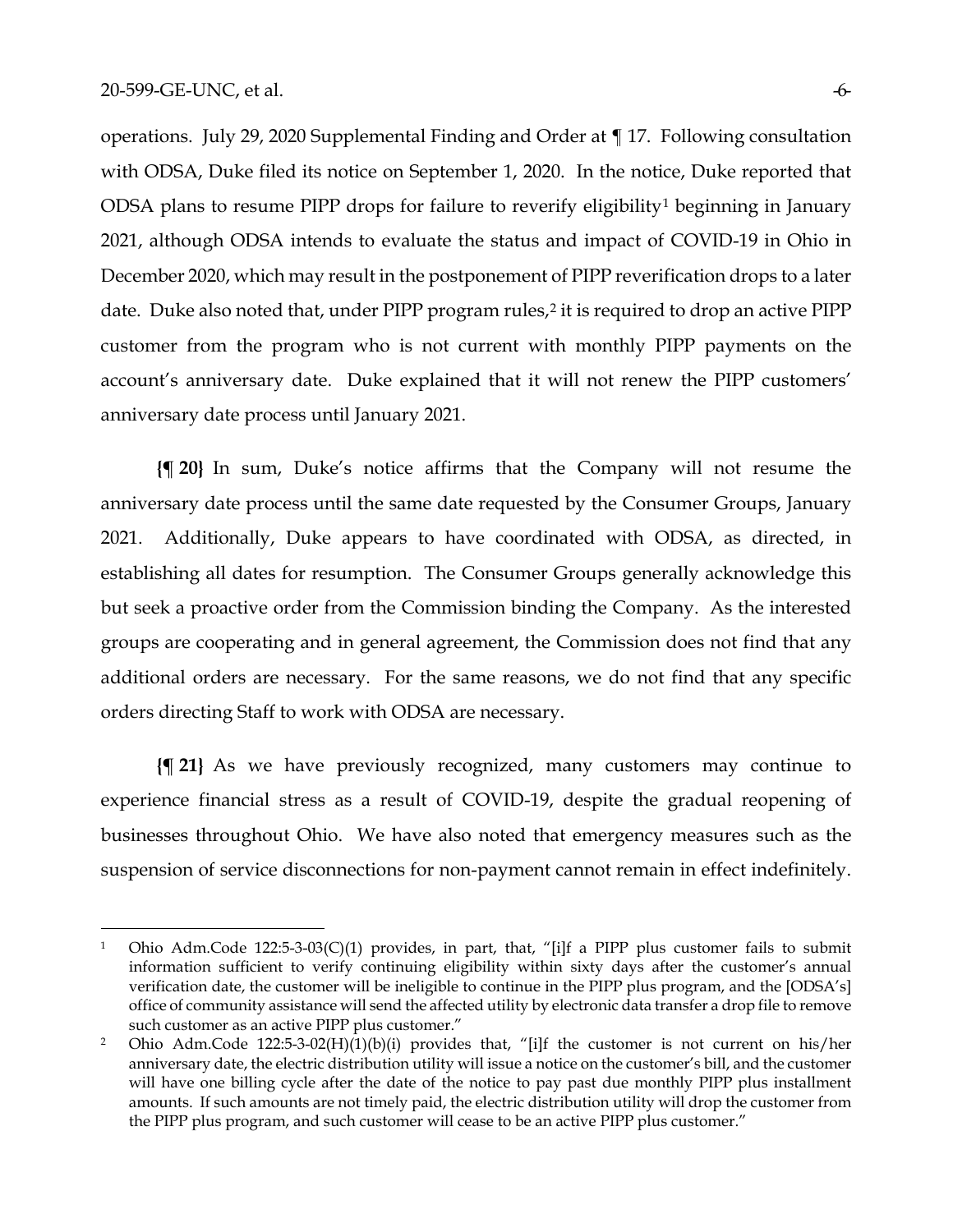operations. July 29, 2020 Supplemental Finding and Order at ¶ 17. Following consultation with ODSA, Duke filed its notice on September 1, 2020. In the notice, Duke reported that ODSA plans to resume PIPP drops for failure to reverify eligibility[1] beginning in January 2021, although ODSA intends to evaluate the status and impact of COVID-19 in Ohio in December 2020, which may result in the postponement of PIPP reverification drops to a later date. Duke also noted that, under PIPP program rules,[2] it is required to drop an active PIPP customer from the program who is not current with monthly PIPP payments on the account's anniversary date. Duke explained that it will not renew the PIPP customers' anniversary date process until January 2021.

**{¶ 20}** In sum, Duke's notice affirms that the Company will not resume the anniversary date process until the same date requested by the Consumer Groups, January 2021. Additionally, Duke appears to have coordinated with ODSA, as directed, in establishing all dates for resumption. The Consumer Groups generally acknowledge this but seek a proactive order from the Commission binding the Company. As the interested groups are cooperating and in general agreement, the Commission does not find that any additional orders are necessary. For the same reasons, we do not find that any specific orders directing Staff to work with ODSA are necessary.

**{¶ 21}** As we have previously recognized, many customers may continue to experience financial stress as a result of COVID-19, despite the gradual reopening of businesses throughout Ohio. We have also noted that emergency measures such as the suspension of service disconnections for non-payment cannot remain in effect indefinitely.

---

[1] Ohio Adm.Code 122:5-3-03(C)(1) provides, in part, that, "[i]f a PIPP plus customer fails to submit information sufficient to verify continuing eligibility within sixty days after the customer's annual verification date, the customer will be ineligible to continue in the PIPP plus program, and the [ODSA's] office of community assistance will send the affected utility by electronic data transfer a drop file to remove such customer as an active PIPP plus customer."

[2] Ohio Adm.Code 122:5-3-02(H)(1)(b)(i) provides that, "[i]f the customer is not current on his/her anniversary date, the electric distribution utility will issue a notice on the customer's bill, and the customer will have one billing cycle after the date of the notice to pay past due monthly PIPP plus installment amounts. If such amounts are not timely paid, the electric distribution utility will drop the customer from the PIPP plus program, and such customer will cease to be an active PIPP plus customer."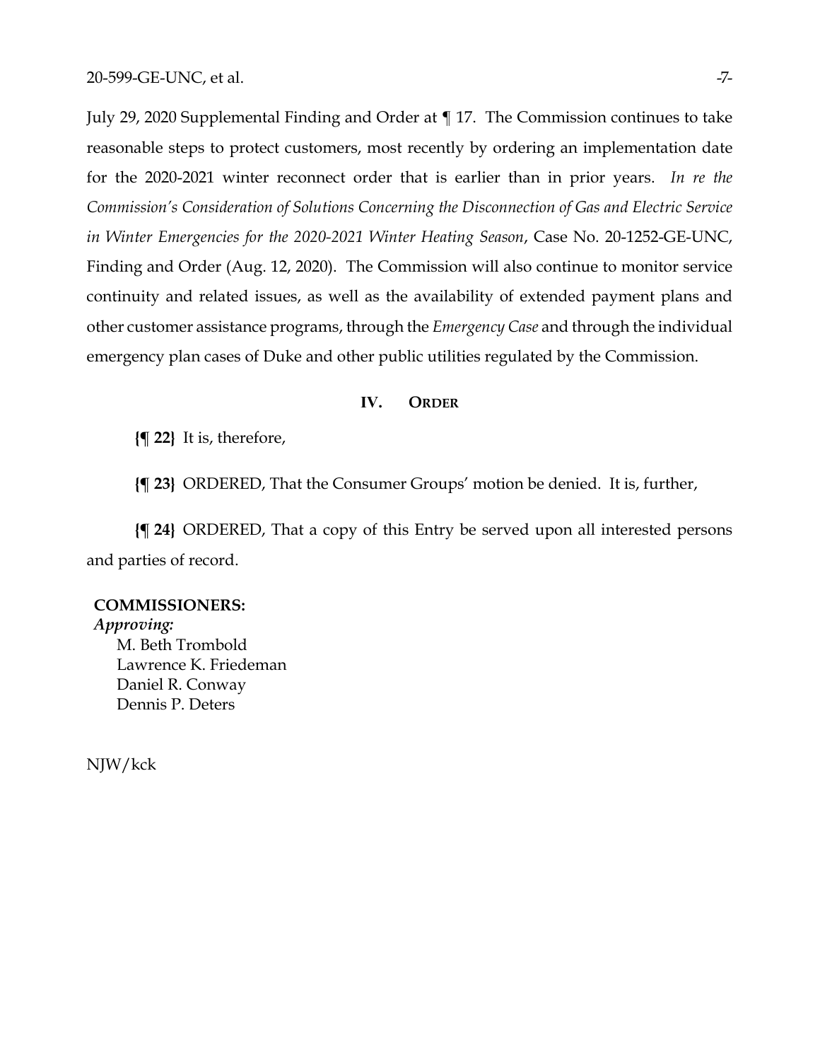July 29, 2020 Supplemental Finding and Order at ¶ 17. The Commission continues to take reasonable steps to protect customers, most recently by ordering an implementation date for the 2020-2021 winter reconnect order that is earlier than in prior years. *In re the Commission's Consideration of Solutions Concerning the Disconnection of Gas and Electric Service in Winter Emergencies for the 2020-2021 Winter Heating Season*, Case No. 20-1252-GE-UNC, Finding and Order (Aug. 12, 2020). The Commission will also continue to monitor service continuity and related issues, as well as the availability of extended payment plans and other customer assistance programs, through the *Emergency Case* and through the individual emergency plan cases of Duke and other public utilities regulated by the Commission.

## IV. ORDER

**{¶ 22}** It is, therefore,

**{¶ 23}** ORDERED, That the Consumer Groups' motion be denied. It is, further,

**{¶ 24}** ORDERED, That a copy of this Entry be served upon all interested persons and parties of record.

**COMMISSIONERS:**
***Approving:***
M. Beth Trombold
Lawrence K. Friedeman
Daniel R. Conway
Dennis P. Deters

NJW/kck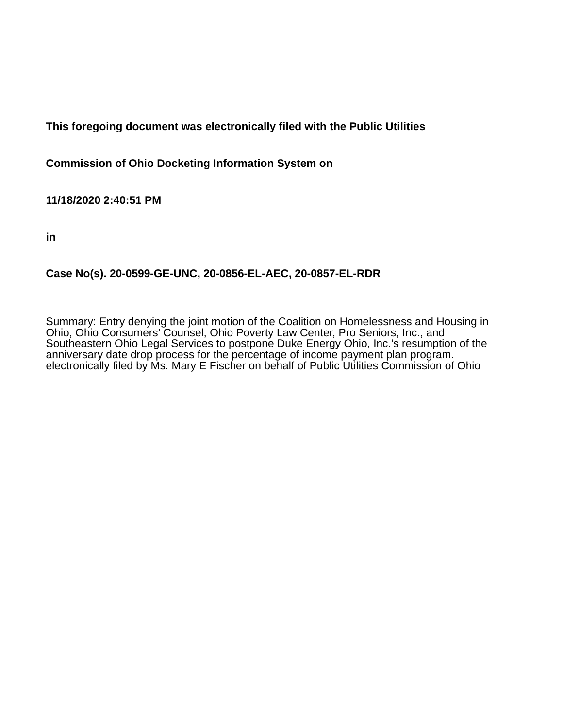**This foregoing document was electronically filed with the Public Utilities**

**Commission of Ohio Docketing Information System on**

**11/18/2020 2:40:51 PM**

**in**

**Case No(s). 20-0599-GE-UNC, 20-0856-EL-AEC, 20-0857-EL-RDR**

Summary: Entry denying the joint motion of the Coalition on Homelessness and Housing in Ohio, Ohio Consumers' Counsel, Ohio Poverty Law Center, Pro Seniors, Inc., and Southeastern Ohio Legal Services to postpone Duke Energy Ohio, Inc.'s resumption of the anniversary date drop process for the percentage of income payment plan program. electronically filed by Ms. Mary E Fischer on behalf of Public Utilities Commission of Ohio